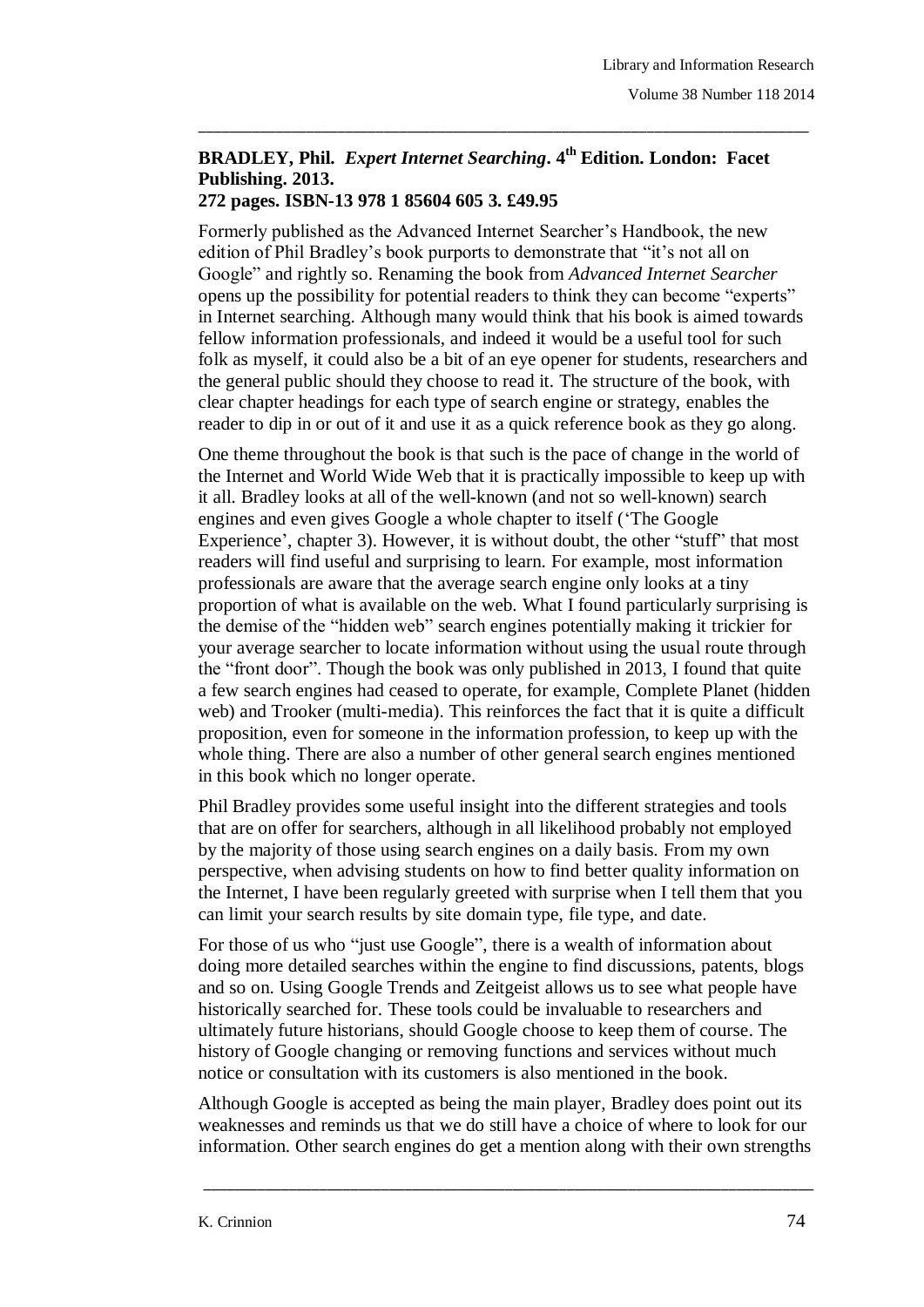**BRADLEY, Phil.** ***Expert Internet Searching*****. 4th Edition. London: Facet Publishing. 2013.**
**272 pages. ISBN-13 978 1 85604 605 3. £49.95**

Formerly published as the Advanced Internet Searcher's Handbook, the new edition of Phil Bradley's book purports to demonstrate that "it's not all on Google" and rightly so. Renaming the book from *Advanced Internet Searcher* opens up the possibility for potential readers to think they can become "experts" in Internet searching. Although many would think that his book is aimed towards fellow information professionals, and indeed it would be a useful tool for such folk as myself, it could also be a bit of an eye opener for students, researchers and the general public should they choose to read it. The structure of the book, with clear chapter headings for each type of search engine or strategy, enables the reader to dip in or out of it and use it as a quick reference book as they go along.

One theme throughout the book is that such is the pace of change in the world of the Internet and World Wide Web that it is practically impossible to keep up with it all. Bradley looks at all of the well-known (and not so well-known) search engines and even gives Google a whole chapter to itself ('The Google Experience', chapter 3). However, it is without doubt, the other "stuff" that most readers will find useful and surprising to learn. For example, most information professionals are aware that the average search engine only looks at a tiny proportion of what is available on the web. What I found particularly surprising is the demise of the "hidden web" search engines potentially making it trickier for your average searcher to locate information without using the usual route through the "front door". Though the book was only published in 2013, I found that quite a few search engines had ceased to operate, for example, Complete Planet (hidden web) and Trooker (multi-media). This reinforces the fact that it is quite a difficult proposition, even for someone in the information profession, to keep up with the whole thing. There are also a number of other general search engines mentioned in this book which no longer operate.

Phil Bradley provides some useful insight into the different strategies and tools that are on offer for searchers, although in all likelihood probably not employed by the majority of those using search engines on a daily basis. From my own perspective, when advising students on how to find better quality information on the Internet, I have been regularly greeted with surprise when I tell them that you can limit your search results by site domain type, file type, and date.

For those of us who "just use Google", there is a wealth of information about doing more detailed searches within the engine to find discussions, patents, blogs and so on. Using Google Trends and Zeitgeist allows us to see what people have historically searched for. These tools could be invaluable to researchers and ultimately future historians, should Google choose to keep them of course. The history of Google changing or removing functions and services without much notice or consultation with its customers is also mentioned in the book.

Although Google is accepted as being the main player, Bradley does point out its weaknesses and reminds us that we do still have a choice of where to look for our information. Other search engines do get a mention along with their own strengths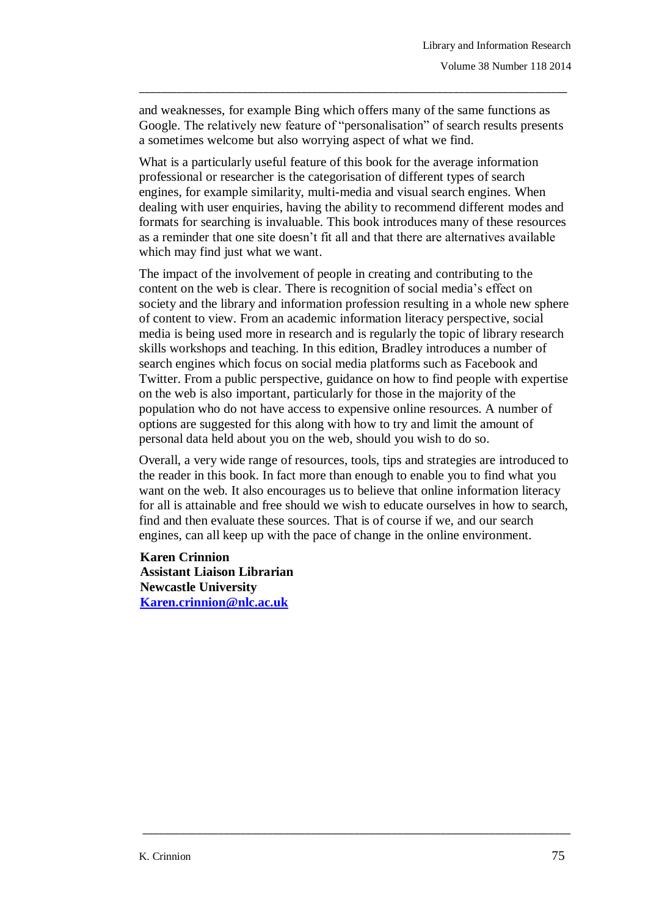and weaknesses, for example Bing which offers many of the same functions as Google. The relatively new feature of "personalisation" of search results presents a sometimes welcome but also worrying aspect of what we find.

What is a particularly useful feature of this book for the average information professional or researcher is the categorisation of different types of search engines, for example similarity, multi-media and visual search engines. When dealing with user enquiries, having the ability to recommend different modes and formats for searching is invaluable. This book introduces many of these resources as a reminder that one site doesn't fit all and that there are alternatives available which may find just what we want.

The impact of the involvement of people in creating and contributing to the content on the web is clear. There is recognition of social media's effect on society and the library and information profession resulting in a whole new sphere of content to view. From an academic information literacy perspective, social media is being used more in research and is regularly the topic of library research skills workshops and teaching. In this edition, Bradley introduces a number of search engines which focus on social media platforms such as Facebook and Twitter. From a public perspective, guidance on how to find people with expertise on the web is also important, particularly for those in the majority of the population who do not have access to expensive online resources. A number of options are suggested for this along with how to try and limit the amount of personal data held about you on the web, should you wish to do so.

Overall, a very wide range of resources, tools, tips and strategies are introduced to the reader in this book. In fact more than enough to enable you to find what you want on the web. It also encourages us to believe that online information literacy for all is attainable and free should we wish to educate ourselves in how to search, find and then evaluate these sources. That is of course if we, and our search engines, can all keep up with the pace of change in the online environment.

**Karen Crinnion**
**Assistant Liaison Librarian**
**Newcastle University**
**[Karen.crinnion@nlc.ac.uk](mailto:Karen.crinnion@nlc.ac.uk)**